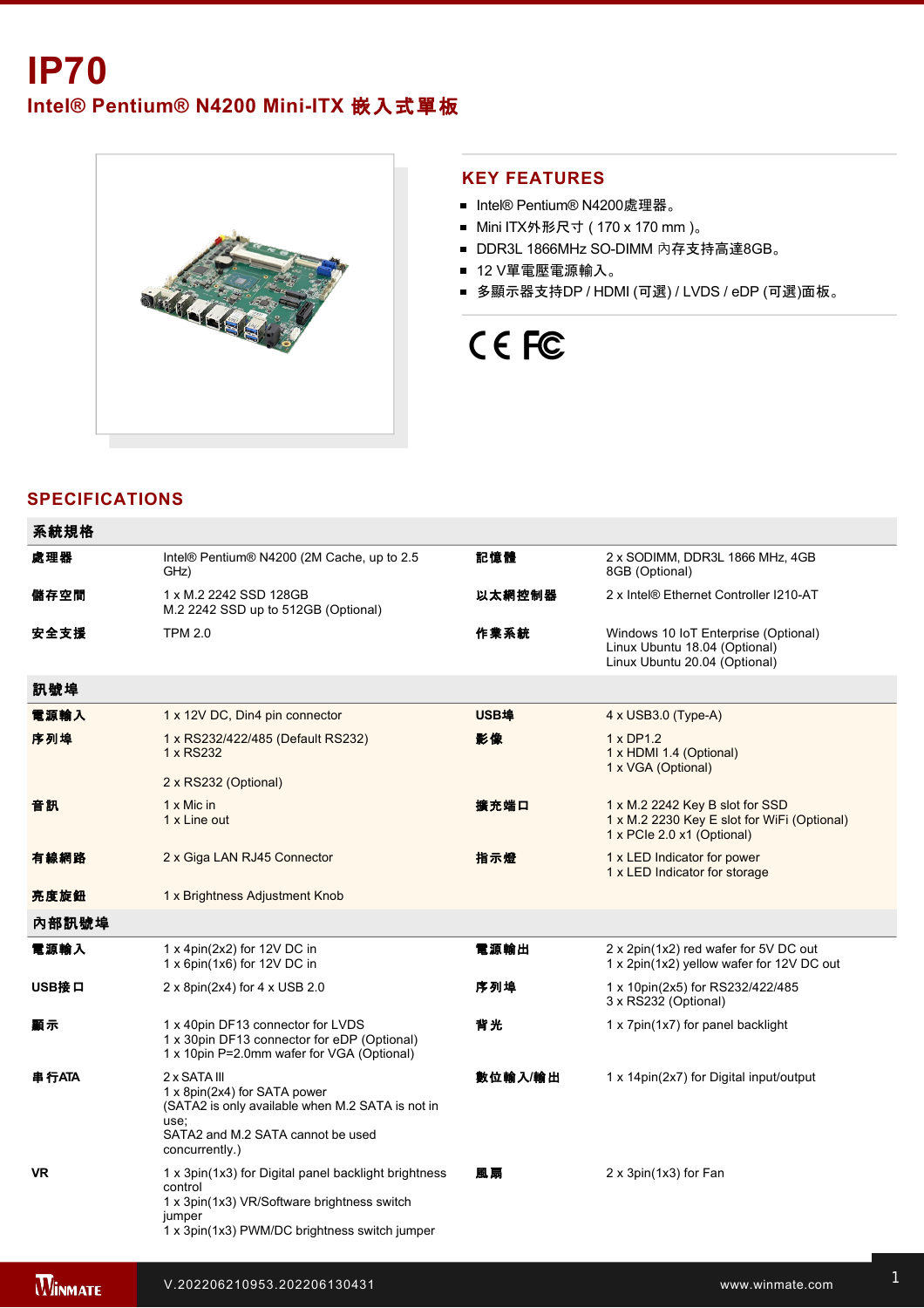# IP70

## Intel® Pentium® N4200 Mini-ITX 嵌入式單板

## KEY FEATURES

- Intel® Pentium® N4200處理器。
- Mini ITX外形尺寸 ( 170 x 170 mm )。
- DDR3L 1866MHz SO-DIMM 內存支持高達8GB。
- 12 V單電壓電源輸入。
- 多顯示器支持DP / HDMI (可選) / LVDS / eDP (可選)面板。

## SPECIFICATIONS

| 系統規格 | | | |
|---|---|---|---|
| **處理器** | Intel® Pentium® N4200 (2M Cache, up to 2.5 GHz) | **記憶體** | 2 x SODIMM, DDR3L 1866 MHz, 4GB<br>8GB (Optional) |
| **儲存空間** | 1 x M.2 2242 SSD 128GB<br>M.2 2242 SSD up to 512GB (Optional) | **以太網控制器** | 2 x Intel® Ethernet Controller I210-AT |
| **安全支援** | TPM 2.0 | **作業系統** | Windows 10 IoT Enterprise (Optional)<br>Linux Ubuntu 18.04 (Optional)<br>Linux Ubuntu 20.04 (Optional) |

| 訊號埠 | | | |
|---|---|---|---|
| **電源輸入** | 1 x 12V DC, Din4 pin connector | **USB埠** | 4 x USB3.0 (Type-A) |
| **序列埠** | 1 x RS232/422/485 (Default RS232)<br>1 x RS232<br><br>2 x RS232 (Optional) | **影像** | 1 x DP1.2<br>1 x HDMI 1.4 (Optional)<br>1 x VGA (Optional) |
| **音訊** | 1 x Mic in<br>1 x Line out | **擴充端口** | 1 x M.2 2242 Key B slot for SSD<br>1 x M.2 2230 Key E slot for WiFi (Optional)<br>1 x PCIe 2.0 x1 (Optional) |
| **有線網路** | 2 x Giga LAN RJ45 Connector | **指示燈** | 1 x LED Indicator for power<br>1 x LED Indicator for storage |
| **亮度旋鈕** | 1 x Brightness Adjustment Knob | | |

| 內部訊號埠 | | | |
|---|---|---|---|
| **電源輸入** | 1 x 4pin(2x2) for 12V DC in<br>1 x 6pin(1x6) for 12V DC in | **電源輸出** | 2 x 2pin(1x2) red wafer for 5V DC out<br>1 x 2pin(1x2) yellow wafer for 12V DC out |
| **USB接口** | 2 x 8pin(2x4) for 4 x USB 2.0 | **序列埠** | 1 x 10pin(2x5) for RS232/422/485<br>3 x RS232 (Optional) |
| **顯示** | 1 x 40pin DF13 connector for LVDS<br>1 x 30pin DF13 connector for eDP (Optional)<br>1 x 10pin P=2.0mm wafer for VGA (Optional) | **背光** | 1 x 7pin(1x7) for panel backlight |
| **串行ATA** | 2 x SATA III<br>1 x 8pin(2x4) for SATA power<br>(SATA2 is only available when M.2 SATA is not in use;<br>SATA2 and M.2 SATA cannot be used concurrently.) | **數位輸入/輸出** | 1 x 14pin(2x7) for Digital input/output |
| **VR** | 1 x 3pin(1x3) for Digital panel backlight brightness control<br>1 x 3pin(1x3) VR/Software brightness switch jumper<br>1 x 3pin(1x3) PWM/DC brightness switch jumper | **風扇** | 2 x 3pin(1x3) for Fan |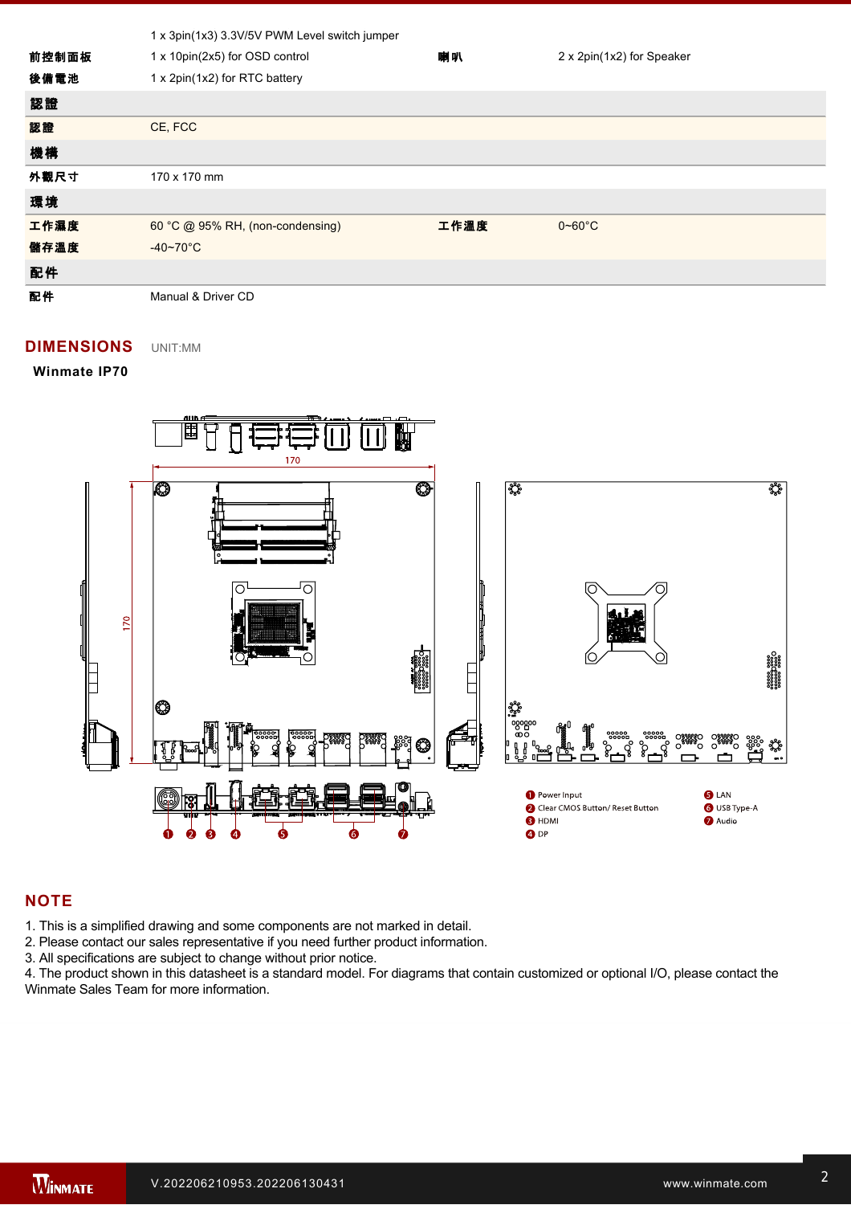| | | | |
|---|---|---|---|
| | 1 x 3pin(1x3) 3.3V/5V PWM Level switch jumper | | |
| 前控制面板 | 1 x 10pin(2x5) for OSD control | 喇叭 | 2 x 2pin(1x2) for Speaker |
| 後備電池 | 1 x 2pin(1x2) for RTC battery | | |

## 認證

| | |
|---|---|
| 認證 | CE, FCC |

## 機構

| | |
|---|---|
| 外觀尺寸 | 170 x 170 mm |

## 環境

| | | | |
|---|---|---|---|
| 工作濕度 | 60 °C @ 95% RH, (non-condensing) | 工作溫度 | 0~60°C |
| 儲存溫度 | -40~70°C | | |

## 配件

| | |
|---|---|
| 配件 | Manual & Driver CD |

## DIMENSIONS

UNIT:MM

**Winmate IP70**

170

170

1 Power Input
2 Clear CMOS Button/ Reset Button
3 HDMI
4 DP
5 LAN
6 USB Type-A
7 Audio

## NOTE

1. This is a simplified drawing and some components are not marked in detail.
2. Please contact our sales representative if you need further product information.
3. All specifications are subject to change without prior notice.
4. The product shown in this datasheet is a standard model. For diagrams that contain customized or optional I/O, please contact the Winmate Sales Team for more information.